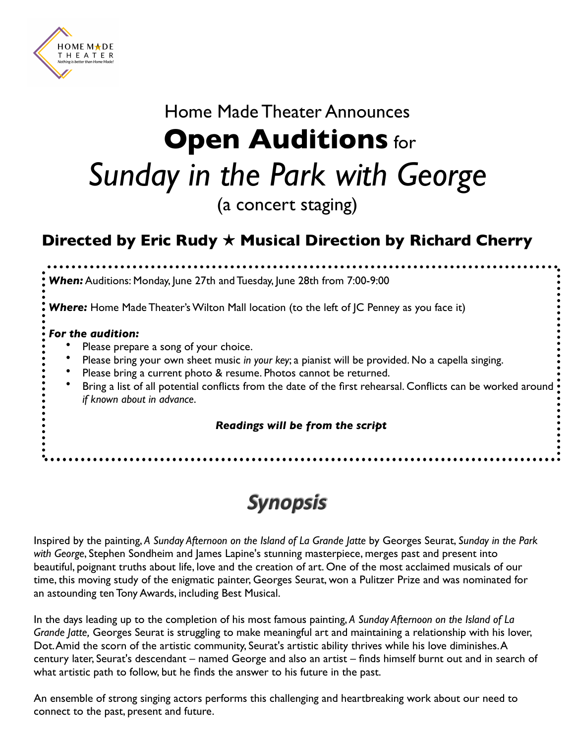HOME MADE THEATER
*Nothing is better than Home Made!*

Home Made Theater Announces

# **Open Auditions** for *Sunday in the Park with George*

(a concert staging)

## Directed by Eric Rudy ★ Musical Direction by Richard Cherry

***When:*** Auditions: Monday, June 27th and Tuesday, June 28th from 7:00-9:00

***Where:*** Home Made Theater's Wilton Mall location (to the left of JC Penney as you face it)

***For the audition:***

- Please prepare a song of your choice.
- Please bring your own sheet music *in your key*; a pianist will be provided. No a capella singing.
- Please bring a current photo & resume. Photos cannot be returned.
- Bring a list of all potential conflicts from the date of the first rehearsal. Conflicts can be worked around *if known about in advance*.

***Readings will be from the script***

## *Synopsis*

Inspired by the painting, *A Sunday Afternoon on the Island of La Grande Jatte* by Georges Seurat, *Sunday in the Park with George*, Stephen Sondheim and James Lapine's stunning masterpiece, merges past and present into beautiful, poignant truths about life, love and the creation of art. One of the most acclaimed musicals of our time, this moving study of the enigmatic painter, Georges Seurat, won a Pulitzer Prize and was nominated for an astounding ten Tony Awards, including Best Musical.

In the days leading up to the completion of his most famous painting, *A Sunday Afternoon on the Island of La Grande Jatte,* Georges Seurat is struggling to make meaningful art and maintaining a relationship with his lover, Dot. Amid the scorn of the artistic community, Seurat's artistic ability thrives while his love diminishes. A century later, Seurat's descendant – named George and also an artist – finds himself burnt out and in search of what artistic path to follow, but he finds the answer to his future in the past.

An ensemble of strong singing actors performs this challenging and heartbreaking work about our need to connect to the past, present and future.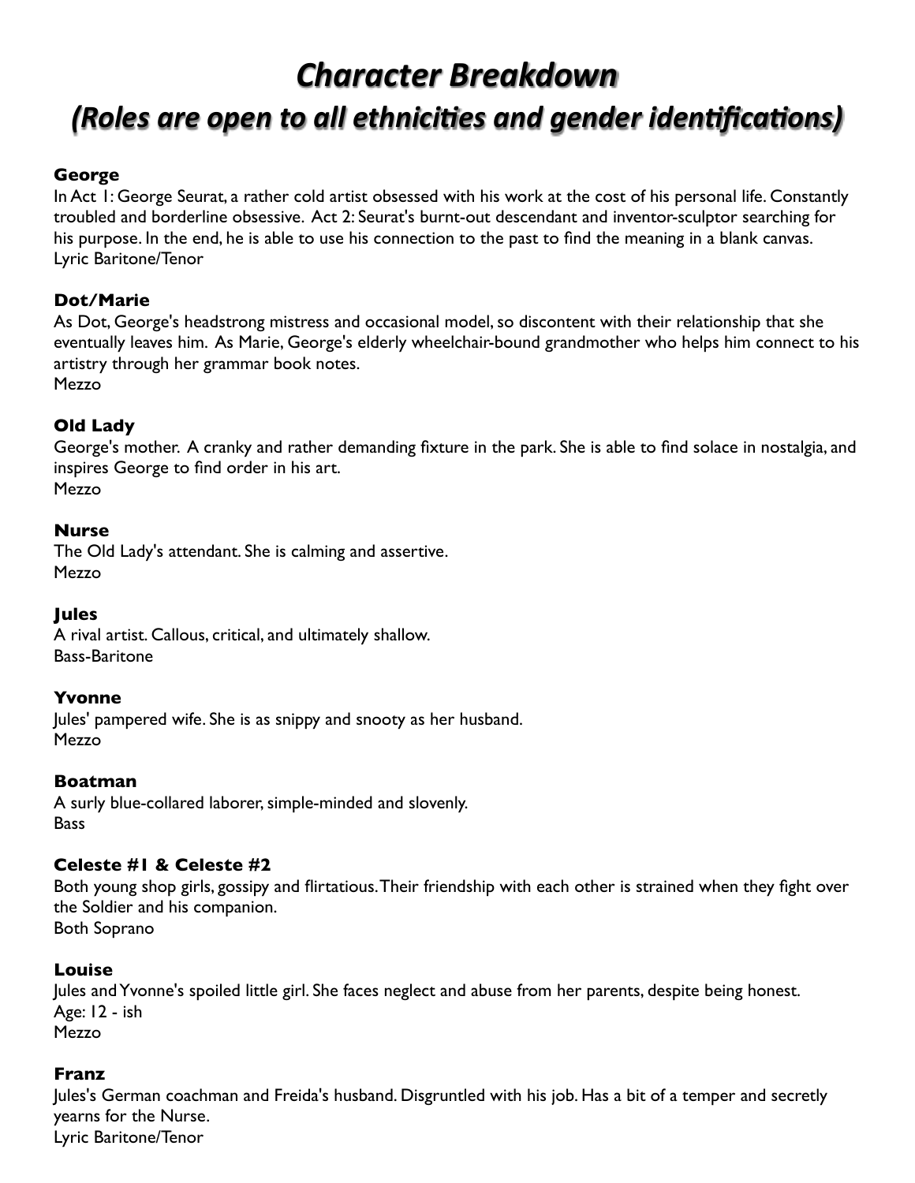# *Character Breakdown*

## *(Roles are open to all ethnicities and gender identifications)*

**George**

In Act 1: George Seurat, a rather cold artist obsessed with his work at the cost of his personal life. Constantly troubled and borderline obsessive. Act 2: Seurat's burnt-out descendant and inventor-sculptor searching for his purpose. In the end, he is able to use his connection to the past to find the meaning in a blank canvas.
Lyric Baritone/Tenor

**Dot/Marie**

As Dot, George's headstrong mistress and occasional model, so discontent with their relationship that she eventually leaves him. As Marie, George's elderly wheelchair-bound grandmother who helps him connect to his artistry through her grammar book notes.
Mezzo

**Old Lady**

George's mother. A cranky and rather demanding fixture in the park. She is able to find solace in nostalgia, and inspires George to find order in his art.
Mezzo

**Nurse**

The Old Lady's attendant. She is calming and assertive.
Mezzo

**Jules**

A rival artist. Callous, critical, and ultimately shallow.
Bass-Baritone

**Yvonne**

Jules' pampered wife. She is as snippy and snooty as her husband.
Mezzo

**Boatman**

A surly blue-collared laborer, simple-minded and slovenly.
Bass

**Celeste #1 & Celeste #2**

Both young shop girls, gossipy and flirtatious. Their friendship with each other is strained when they fight over the Soldier and his companion.
Both Soprano

**Louise**

Jules and Yvonne's spoiled little girl. She faces neglect and abuse from her parents, despite being honest.
Age: 12 - ish
Mezzo

**Franz**

Jules's German coachman and Freida's husband. Disgruntled with his job. Has a bit of a temper and secretly yearns for the Nurse.
Lyric Baritone/Tenor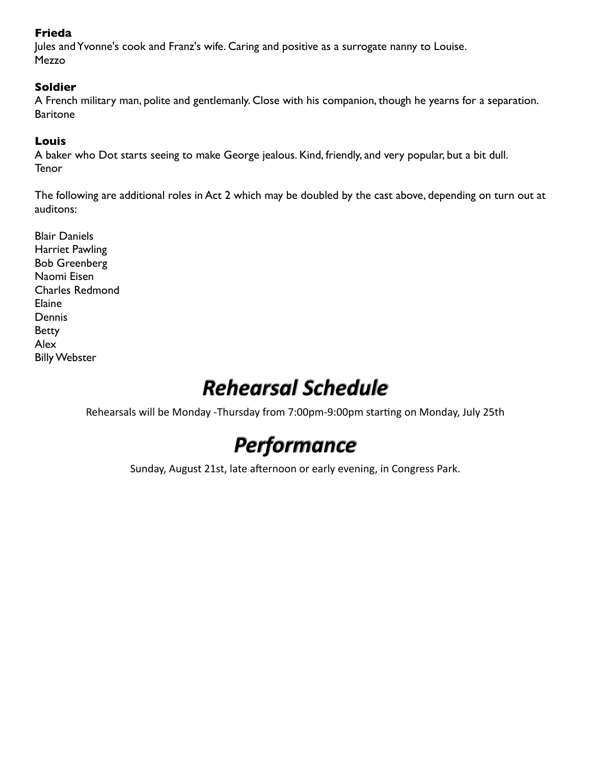**Frieda**
Jules and Yvonne's cook and Franz's wife. Caring and positive as a surrogate nanny to Louise.
Mezzo

**Soldier**
A French military man, polite and gentlemanly. Close with his companion, though he yearns for a separation.
Baritone

**Louis**
A baker who Dot starts seeing to make George jealous. Kind, friendly, and very popular, but a bit dull.
Tenor

The following are additional roles in Act 2 which may be doubled by the cast above, depending on turn out at auditons:

Blair Daniels
Harriet Pawling
Bob Greenberg
Naomi Eisen
Charles Redmond
Elaine
Dennis
Betty
Alex
Billy Webster

# *Rehearsal Schedule*

Rehearsals will be Monday -Thursday from 7:00pm-9:00pm starting on Monday, July 25th

# *Performance*

Sunday, August 21st, late afternoon or early evening, in Congress Park.